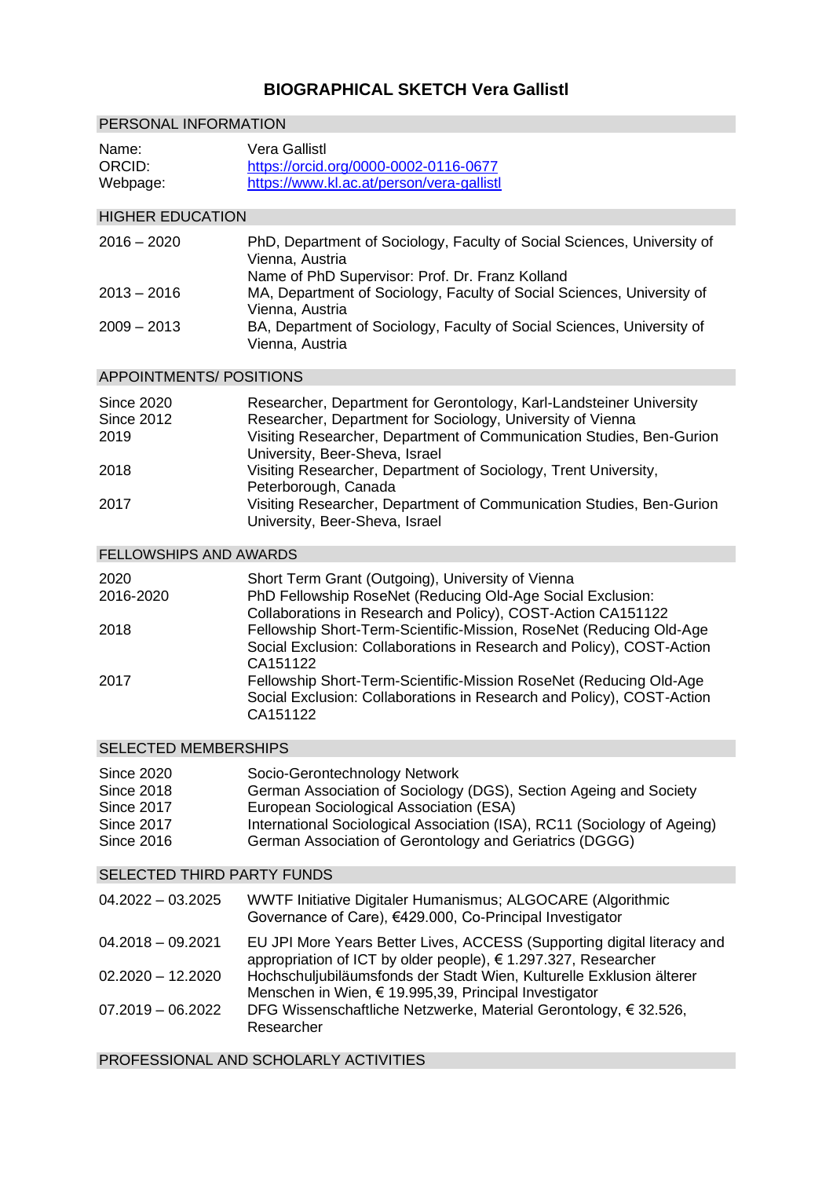# BIOGRAPHICAL SKETCH Vera Gallistl

## PERSONAL INFORMATION

| | |
|---|---|
| Name: | Vera Gallistl |
| ORCID: | https://orcid.org/0000-0002-0116-0677 |
| Webpage: | https://www.kl.ac.at/person/vera-gallistl |

## HIGHER EDUCATION

| | |
|---|---|
| 2016 – 2020 | PhD, Department of Sociology, Faculty of Social Sciences, University of Vienna, Austria<br>Name of PhD Supervisor: Prof. Dr. Franz Kolland |
| 2013 – 2016 | MA, Department of Sociology, Faculty of Social Sciences, University of Vienna, Austria |
| 2009 – 2013 | BA, Department of Sociology, Faculty of Social Sciences, University of Vienna, Austria |

## APPOINTMENTS/ POSITIONS

| | |
|---|---|
| Since 2020 | Researcher, Department for Gerontology, Karl-Landsteiner University |
| Since 2012 | Researcher, Department for Sociology, University of Vienna |
| 2019 | Visiting Researcher, Department of Communication Studies, Ben-Gurion University, Beer-Sheva, Israel |
| 2018 | Visiting Researcher, Department of Sociology, Trent University, Peterborough, Canada |
| 2017 | Visiting Researcher, Department of Communication Studies, Ben-Gurion University, Beer-Sheva, Israel |

## FELLOWSHIPS AND AWARDS

| | |
|---|---|
| 2020 | Short Term Grant (Outgoing), University of Vienna |
| 2016-2020 | PhD Fellowship RoseNet (Reducing Old-Age Social Exclusion: Collaborations in Research and Policy), COST-Action CA151122 |
| 2018 | Fellowship Short-Term-Scientific-Mission, RoseNet (Reducing Old-Age Social Exclusion: Collaborations in Research and Policy), COST-Action CA151122 |
| 2017 | Fellowship Short-Term-Scientific-Mission RoseNet (Reducing Old-Age Social Exclusion: Collaborations in Research and Policy), COST-Action CA151122 |

## SELECTED MEMBERSHIPS

| | |
|---|---|
| Since 2020 | Socio-Gerontechnology Network |
| Since 2018 | German Association of Sociology (DGS), Section Ageing and Society |
| Since 2017 | European Sociological Association (ESA) |
| Since 2017 | International Sociological Association (ISA), RC11 (Sociology of Ageing) |
| Since 2016 | German Association of Gerontology and Geriatrics (DGGG) |

## SELECTED THIRD PARTY FUNDS

| | |
|---|---|
| 04.2022 – 03.2025 | WWTF Initiative Digitaler Humanismus; ALGOCARE (Algorithmic Governance of Care), €429.000, Co-Principal Investigator |
| 04.2018 – 09.2021 | EU JPI More Years Better Lives, ACCESS (Supporting digital literacy and appropriation of ICT by older people), € 1.297.327, Researcher |
| 02.2020 – 12.2020 | Hochschuljubiläumsfonds der Stadt Wien, Kulturelle Exklusion älterer Menschen in Wien, € 19.995,39, Principal Investigator |
| 07.2019 – 06.2022 | DFG Wissenschaftliche Netzwerke, Material Gerontology, € 32.526, Researcher |

## PROFESSIONAL AND SCHOLARLY ACTIVITIES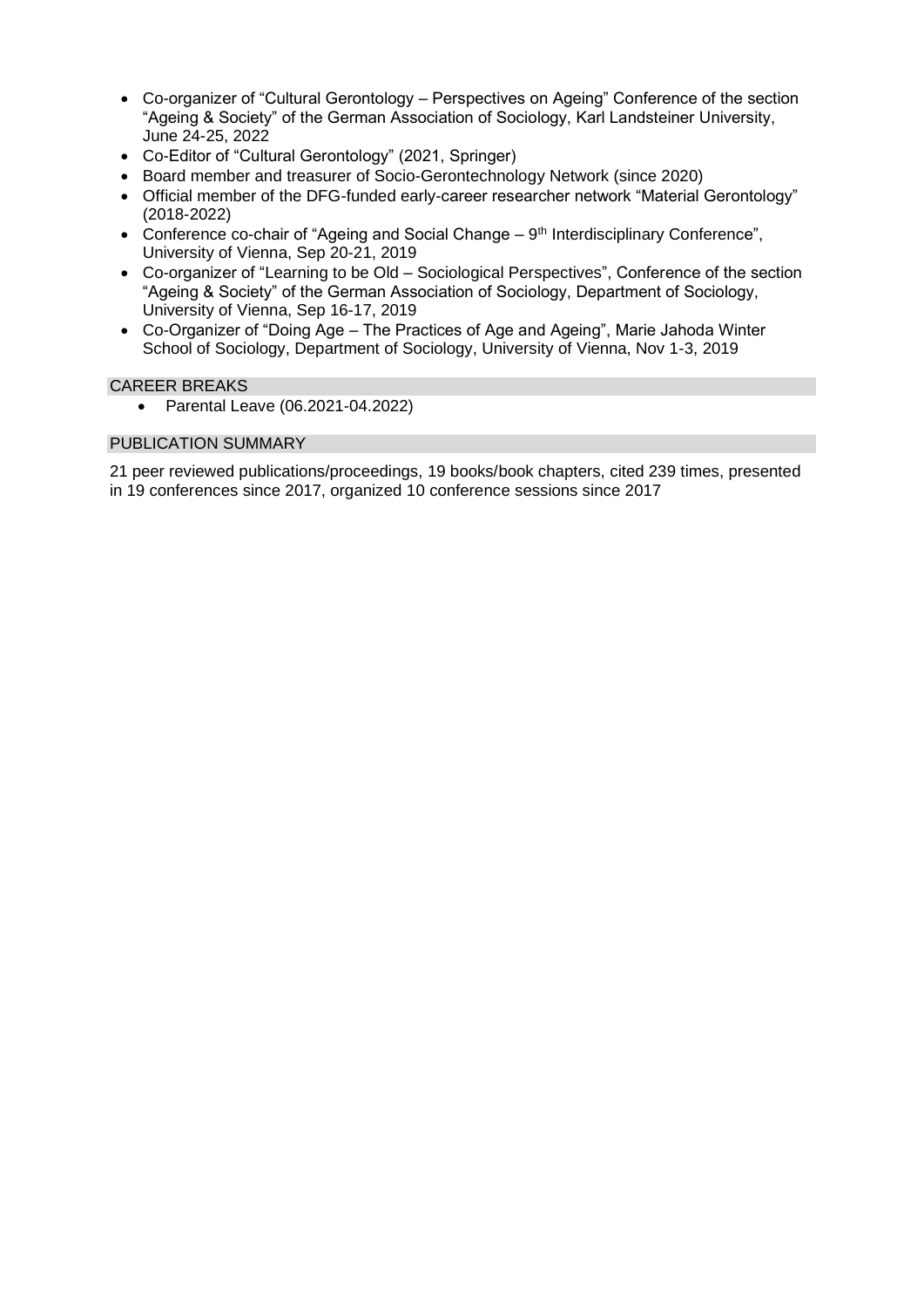- Co-organizer of "Cultural Gerontology – Perspectives on Ageing" Conference of the section "Ageing & Society" of the German Association of Sociology, Karl Landsteiner University, June 24-25, 2022
- Co-Editor of "Cultural Gerontology" (2021, Springer)
- Board member and treasurer of Socio-Gerontechnology Network (since 2020)
- Official member of the DFG-funded early-career researcher network "Material Gerontology" (2018-2022)
- Conference co-chair of "Ageing and Social Change – 9th Interdisciplinary Conference", University of Vienna, Sep 20-21, 2019
- Co-organizer of "Learning to be Old – Sociological Perspectives", Conference of the section "Ageing & Society" of the German Association of Sociology, Department of Sociology, University of Vienna, Sep 16-17, 2019
- Co-Organizer of "Doing Age – The Practices of Age and Ageing", Marie Jahoda Winter School of Sociology, Department of Sociology, University of Vienna, Nov 1-3, 2019

## CAREER BREAKS

- Parental Leave (06.2021-04.2022)

## PUBLICATION SUMMARY

21 peer reviewed publications/proceedings, 19 books/book chapters, cited 239 times, presented in 19 conferences since 2017, organized 10 conference sessions since 2017